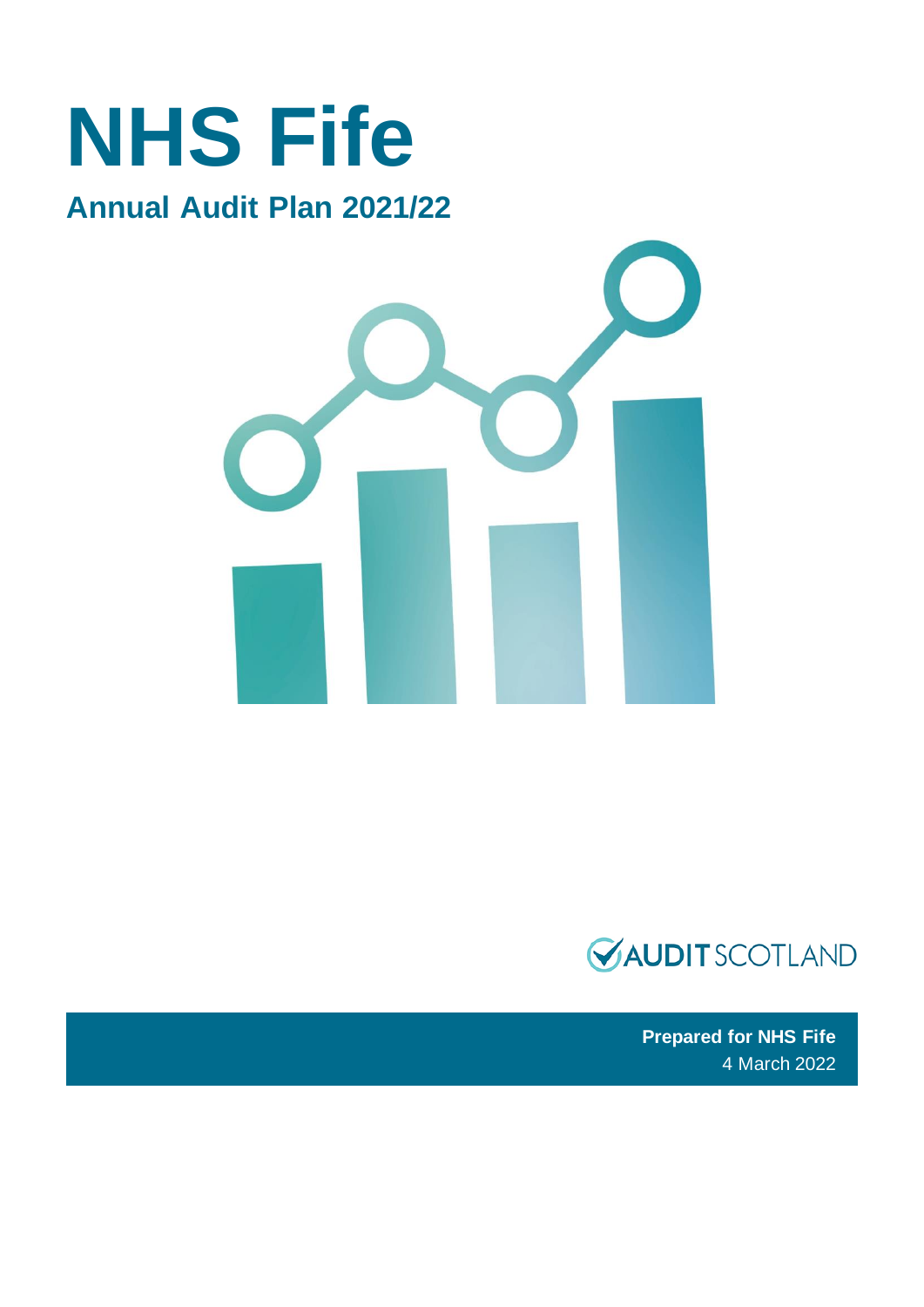# NHS Fife

## Annual Audit Plan 2021/22

AUDIT SCOTLAND

**Prepared for NHS Fife**
4 March 2022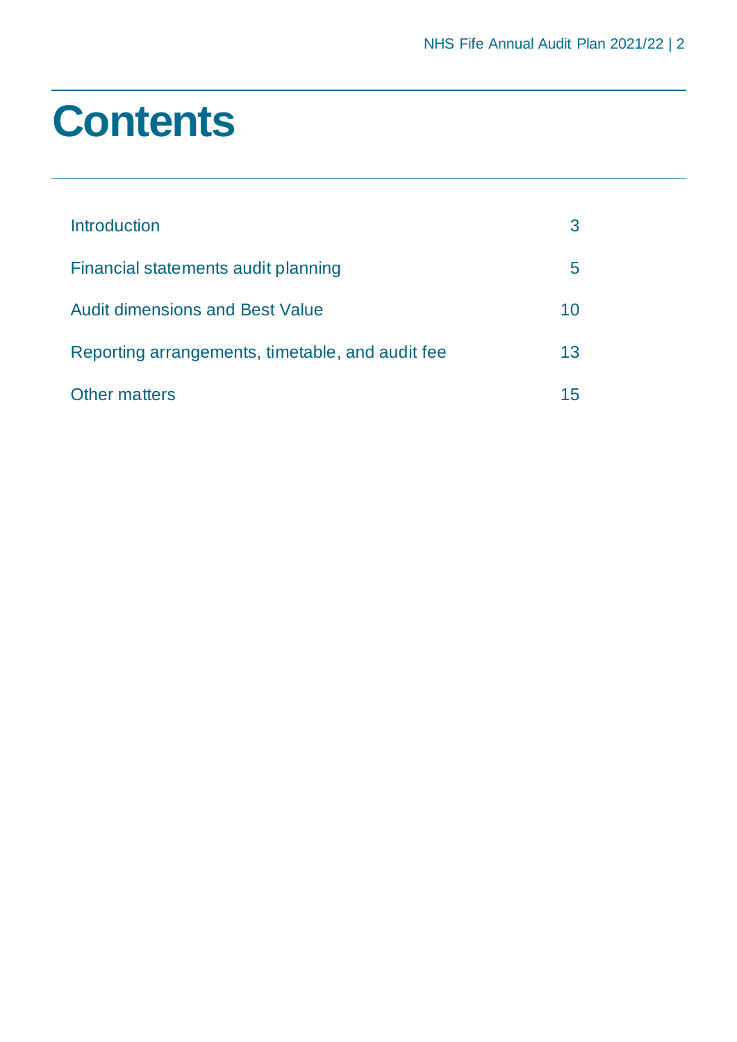# Contents

| | |
|---|---|
| Introduction | 3 |
| Financial statements audit planning | 5 |
| Audit dimensions and Best Value | 10 |
| Reporting arrangements, timetable, and audit fee | 13 |
| Other matters | 15 |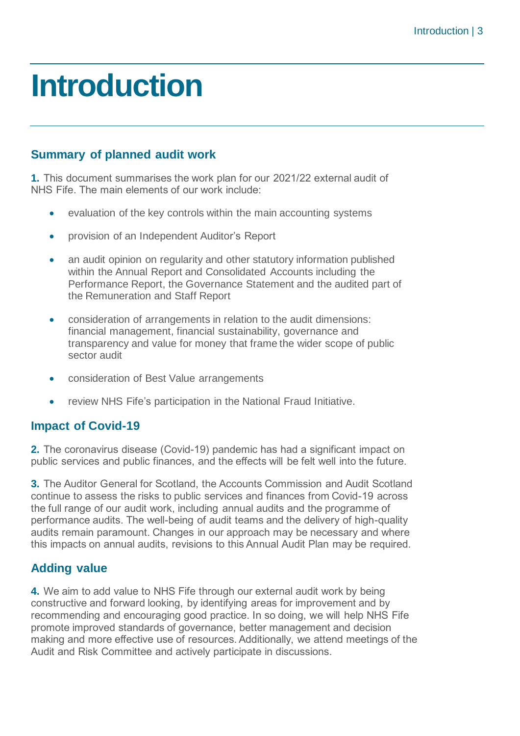# Introduction

## Summary of planned audit work

**1.** This document summarises the work plan for our 2021/22 external audit of NHS Fife. The main elements of our work include:

- evaluation of the key controls within the main accounting systems
- provision of an Independent Auditor's Report
- an audit opinion on regularity and other statutory information published within the Annual Report and Consolidated Accounts including the Performance Report, the Governance Statement and the audited part of the Remuneration and Staff Report
- consideration of arrangements in relation to the audit dimensions: financial management, financial sustainability, governance and transparency and value for money that frame the wider scope of public sector audit
- consideration of Best Value arrangements
- review NHS Fife's participation in the National Fraud Initiative.

## Impact of Covid-19

**2.** The coronavirus disease (Covid-19) pandemic has had a significant impact on public services and public finances, and the effects will be felt well into the future.

**3.** The Auditor General for Scotland, the Accounts Commission and Audit Scotland continue to assess the risks to public services and finances from Covid-19 across the full range of our audit work, including annual audits and the programme of performance audits. The well-being of audit teams and the delivery of high-quality audits remain paramount. Changes in our approach may be necessary and where this impacts on annual audits, revisions to this Annual Audit Plan may be required.

## Adding value

**4.** We aim to add value to NHS Fife through our external audit work by being constructive and forward looking, by identifying areas for improvement and by recommending and encouraging good practice. In so doing, we will help NHS Fife promote improved standards of governance, better management and decision making and more effective use of resources. Additionally, we attend meetings of the Audit and Risk Committee and actively participate in discussions.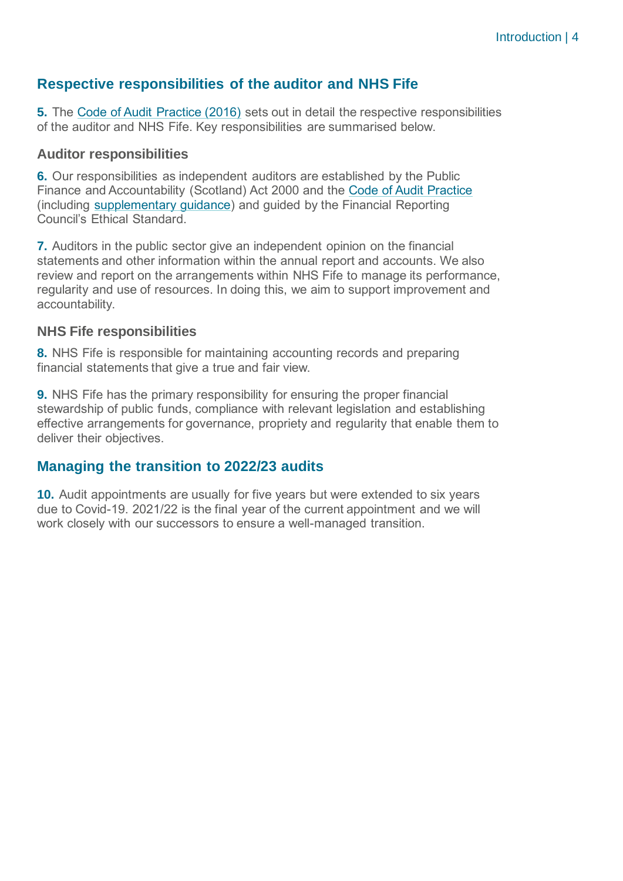## Respective responsibilities of the auditor and NHS Fife

**5.** The Code of Audit Practice (2016) sets out in detail the respective responsibilities of the auditor and NHS Fife. Key responsibilities are summarised below.

### Auditor responsibilities

**6.** Our responsibilities as independent auditors are established by the Public Finance and Accountability (Scotland) Act 2000 and the Code of Audit Practice (including supplementary guidance) and guided by the Financial Reporting Council's Ethical Standard.

**7.** Auditors in the public sector give an independent opinion on the financial statements and other information within the annual report and accounts. We also review and report on the arrangements within NHS Fife to manage its performance, regularity and use of resources. In doing this, we aim to support improvement and accountability.

### NHS Fife responsibilities

**8.** NHS Fife is responsible for maintaining accounting records and preparing financial statements that give a true and fair view.

**9.** NHS Fife has the primary responsibility for ensuring the proper financial stewardship of public funds, compliance with relevant legislation and establishing effective arrangements for governance, propriety and regularity that enable them to deliver their objectives.

## Managing the transition to 2022/23 audits

**10.** Audit appointments are usually for five years but were extended to six years due to Covid-19. 2021/22 is the final year of the current appointment and we will work closely with our successors to ensure a well-managed transition.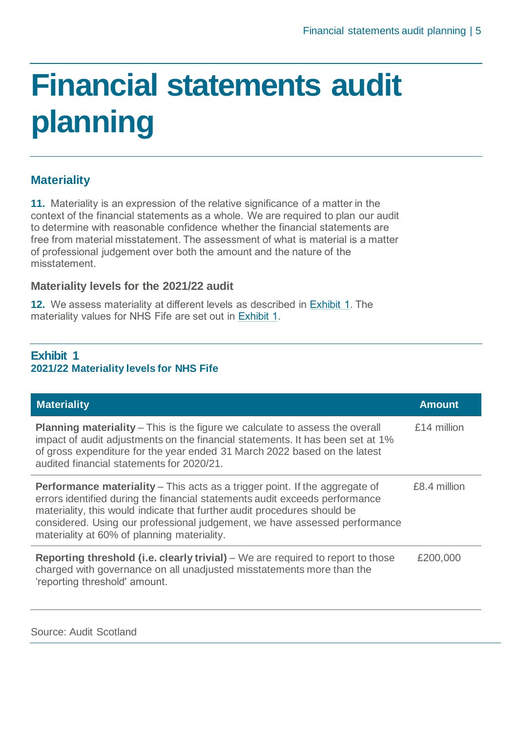# Financial statements audit planning

## Materiality

**11.** Materiality is an expression of the relative significance of a matter in the context of the financial statements as a whole. We are required to plan our audit to determine with reasonable confidence whether the financial statements are free from material misstatement. The assessment of what is material is a matter of professional judgement over both the amount and the nature of the misstatement.

### Materiality levels for the 2021/22 audit

**12.** We assess materiality at different levels as described in Exhibit 1. The materiality values for NHS Fife are set out in Exhibit 1.

**Exhibit 1**
**2021/22 Materiality levels for NHS Fife**

| Materiality | Amount |
|---|---|
| **Planning materiality** – This is the figure we calculate to assess the overall impact of audit adjustments on the financial statements. It has been set at 1% of gross expenditure for the year ended 31 March 2022 based on the latest audited financial statements for 2020/21. | £14 million |
| **Performance materiality** – This acts as a trigger point. If the aggregate of errors identified during the financial statements audit exceeds performance materiality, this would indicate that further audit procedures should be considered. Using our professional judgement, we have assessed performance materiality at 60% of planning materiality. | £8.4 million |
| **Reporting threshold (i.e. clearly trivial)** – We are required to report to those charged with governance on all unadjusted misstatements more than the 'reporting threshold' amount. | £200,000 |

Source: Audit Scotland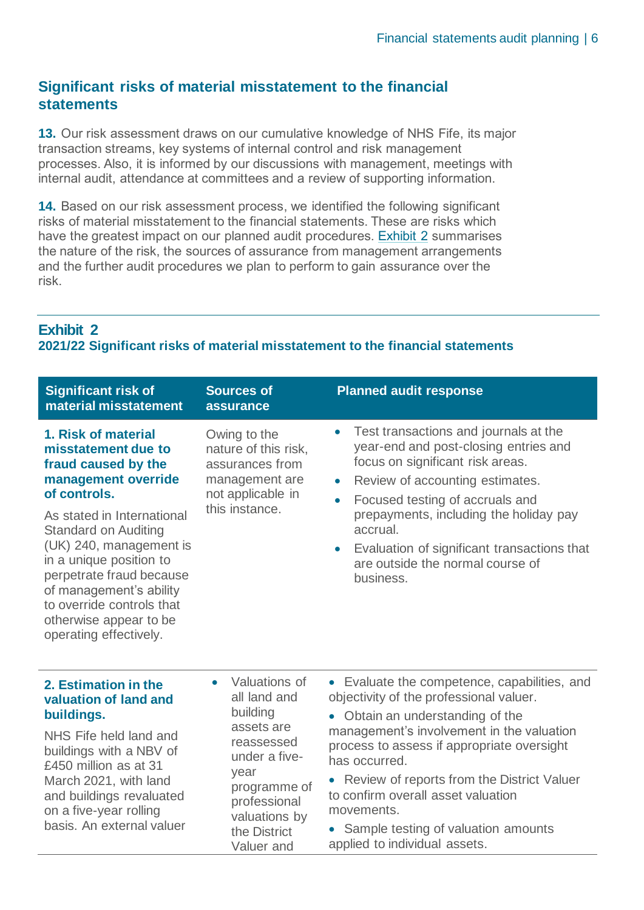## Significant risks of material misstatement to the financial statements

**13.** Our risk assessment draws on our cumulative knowledge of NHS Fife, its major transaction streams, key systems of internal control and risk management processes. Also, it is informed by our discussions with management, meetings with internal audit, attendance at committees and a review of supporting information.

**14.** Based on our risk assessment process, we identified the following significant risks of material misstatement to the financial statements. These are risks which have the greatest impact on our planned audit procedures. Exhibit 2 summarises the nature of the risk, the sources of assurance from management arrangements and the further audit procedures we plan to perform to gain assurance over the risk.

**Exhibit 2**
**2021/22 Significant risks of material misstatement to the financial statements**

| Significant risk of material misstatement | Sources of assurance | Planned audit response |
|---|---|---|
| **1. Risk of material misstatement due to fraud caused by the management override of controls.**<br><br>As stated in International Standard on Auditing (UK) 240, management is in a unique position to perpetrate fraud because of management's ability to override controls that otherwise appear to be operating effectively. | Owing to the nature of this risk, assurances from management are not applicable in this instance. | • Test transactions and journals at the year-end and post-closing entries and focus on significant risk areas.<br>• Review of accounting estimates.<br>• Focused testing of accruals and prepayments, including the holiday pay accrual.<br>• Evaluation of significant transactions that are outside the normal course of business. |
| **2. Estimation in the valuation of land and buildings.**<br><br>NHS Fife held land and buildings with a NBV of £450 million as at 31 March 2021, with land and buildings revaluated on a five-year rolling basis. An external valuer | • Valuations of all land and building assets are reassessed under a five-year programme of professional valuations by the District Valuer and | • Evaluate the competence, capabilities, and objectivity of the professional valuer.<br>• Obtain an understanding of the management's involvement in the valuation process to assess if appropriate oversight has occurred.<br>• Review of reports from the District Valuer to confirm overall asset valuation movements.<br>• Sample testing of valuation amounts applied to individual assets. |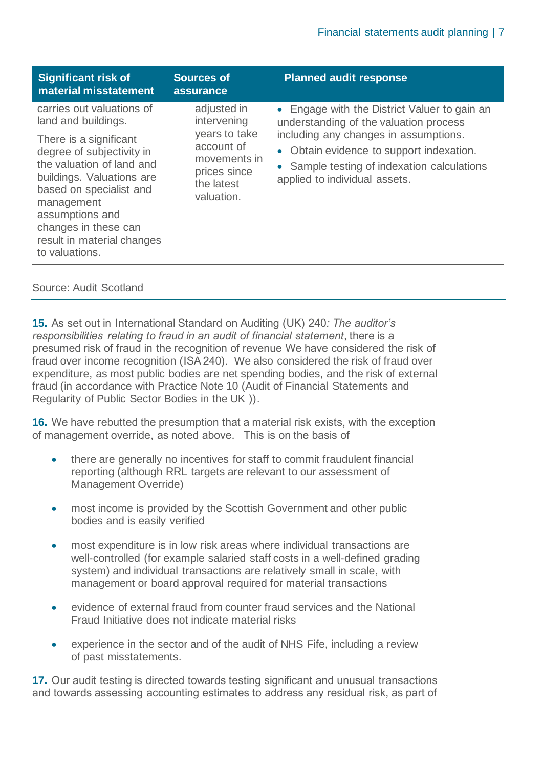| Significant risk of material misstatement | Sources of assurance | Planned audit response |
|---|---|---|
| carries out valuations of land and buildings. There is a significant degree of subjectivity in the valuation of land and buildings. Valuations are based on specialist and management assumptions and changes in these can result in material changes to valuations. | adjusted in intervening years to take account of movements in prices since the latest valuation. | • Engage with the District Valuer to gain an understanding of the valuation process including any changes in assumptions. • Obtain evidence to support indexation. • Sample testing of indexation calculations applied to individual assets. |

Source: Audit Scotland

**15.** As set out in International Standard on Auditing (UK) 240*: The auditor's responsibilities relating to fraud in an audit of financial statement*, there is a presumed risk of fraud in the recognition of revenue We have considered the risk of fraud over income recognition (ISA 240). We also considered the risk of fraud over expenditure, as most public bodies are net spending bodies, and the risk of external fraud (in accordance with Practice Note 10 (Audit of Financial Statements and Regularity of Public Sector Bodies in the UK )).

**16.** We have rebutted the presumption that a material risk exists, with the exception of management override, as noted above. This is on the basis of

- there are generally no incentives for staff to commit fraudulent financial reporting (although RRL targets are relevant to our assessment of Management Override)
- most income is provided by the Scottish Government and other public bodies and is easily verified
- most expenditure is in low risk areas where individual transactions are well-controlled (for example salaried staff costs in a well-defined grading system) and individual transactions are relatively small in scale, with management or board approval required for material transactions
- evidence of external fraud from counter fraud services and the National Fraud Initiative does not indicate material risks
- experience in the sector and of the audit of NHS Fife, including a review of past misstatements.

**17.** Our audit testing is directed towards testing significant and unusual transactions and towards assessing accounting estimates to address any residual risk, as part of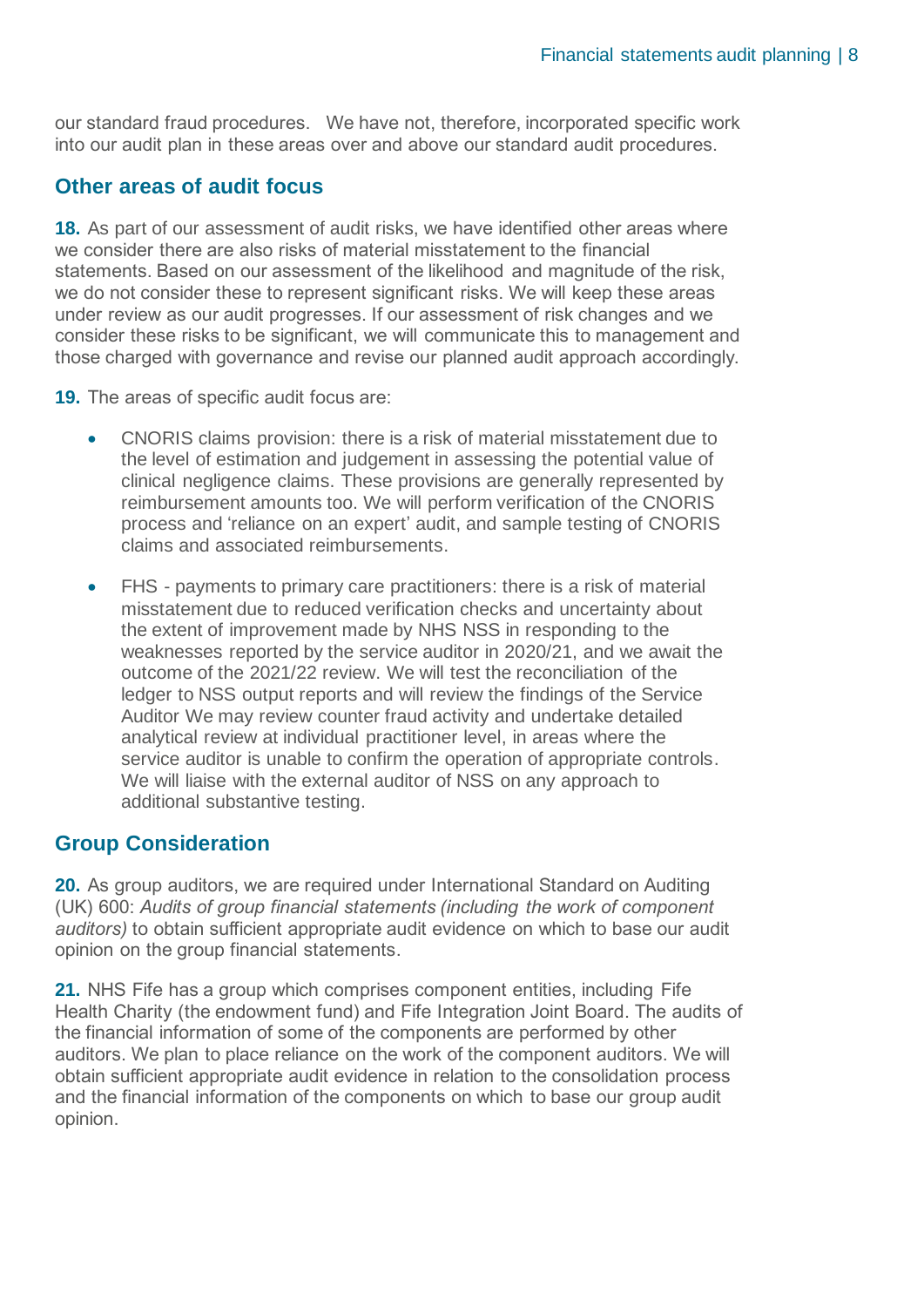our standard fraud procedures. We have not, therefore, incorporated specific work into our audit plan in these areas over and above our standard audit procedures.

## Other areas of audit focus

**18.** As part of our assessment of audit risks, we have identified other areas where we consider there are also risks of material misstatement to the financial statements. Based on our assessment of the likelihood and magnitude of the risk, we do not consider these to represent significant risks. We will keep these areas under review as our audit progresses. If our assessment of risk changes and we consider these risks to be significant, we will communicate this to management and those charged with governance and revise our planned audit approach accordingly.

**19.** The areas of specific audit focus are:

- CNORIS claims provision: there is a risk of material misstatement due to the level of estimation and judgement in assessing the potential value of clinical negligence claims. These provisions are generally represented by reimbursement amounts too. We will perform verification of the CNORIS process and 'reliance on an expert' audit, and sample testing of CNORIS claims and associated reimbursements.
- FHS - payments to primary care practitioners: there is a risk of material misstatement due to reduced verification checks and uncertainty about the extent of improvement made by NHS NSS in responding to the weaknesses reported by the service auditor in 2020/21, and we await the outcome of the 2021/22 review. We will test the reconciliation of the ledger to NSS output reports and will review the findings of the Service Auditor We may review counter fraud activity and undertake detailed analytical review at individual practitioner level, in areas where the service auditor is unable to confirm the operation of appropriate controls. We will liaise with the external auditor of NSS on any approach to additional substantive testing.

## Group Consideration

**20.** As group auditors, we are required under International Standard on Auditing (UK) 600: *Audits of group financial statements (including the work of component auditors)* to obtain sufficient appropriate audit evidence on which to base our audit opinion on the group financial statements.

**21.** NHS Fife has a group which comprises component entities, including Fife Health Charity (the endowment fund) and Fife Integration Joint Board. The audits of the financial information of some of the components are performed by other auditors. We plan to place reliance on the work of the component auditors. We will obtain sufficient appropriate audit evidence in relation to the consolidation process and the financial information of the components on which to base our group audit opinion.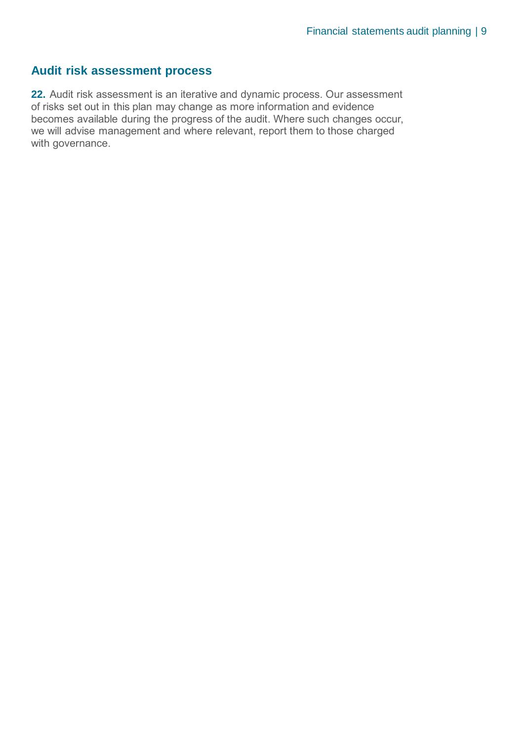## Audit risk assessment process

**22.** Audit risk assessment is an iterative and dynamic process. Our assessment of risks set out in this plan may change as more information and evidence becomes available during the progress of the audit. Where such changes occur, we will advise management and where relevant, report them to those charged with governance.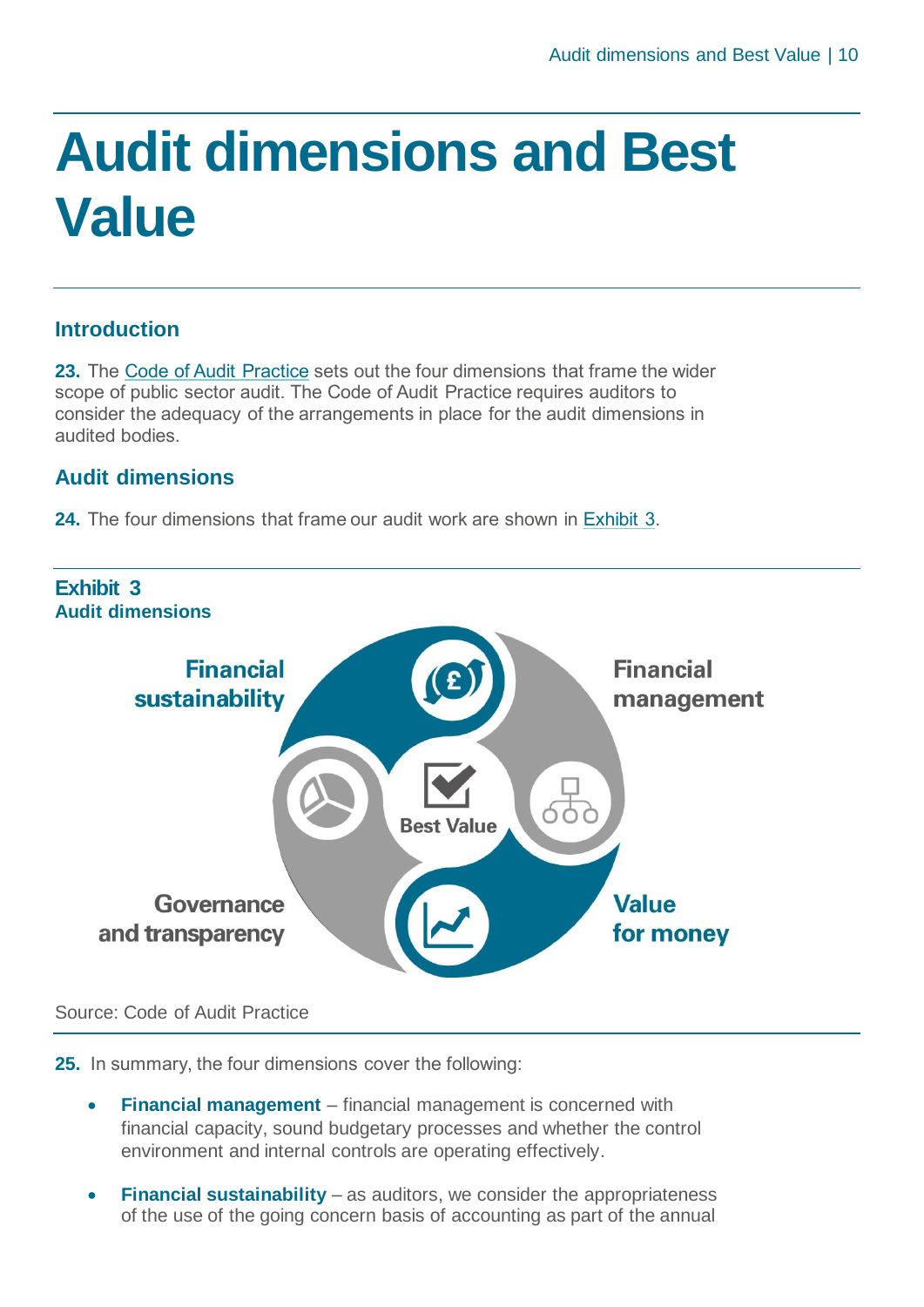# Audit dimensions and Best Value

## Introduction

**23.** The Code of Audit Practice sets out the four dimensions that frame the wider scope of public sector audit. The Code of Audit Practice requires auditors to consider the adequacy of the arrangements in place for the audit dimensions in audited bodies.

## Audit dimensions

**24.** The four dimensions that frame our audit work are shown in Exhibit 3.

**Exhibit 3**
**Audit dimensions**

Financial sustainability

Financial management

Best Value

Governance and transparency

Value for money

Source: Code of Audit Practice

**25.** In summary, the four dimensions cover the following:

- **Financial management** – financial management is concerned with financial capacity, sound budgetary processes and whether the control environment and internal controls are operating effectively.
- **Financial sustainability** – as auditors, we consider the appropriateness of the use of the going concern basis of accounting as part of the annual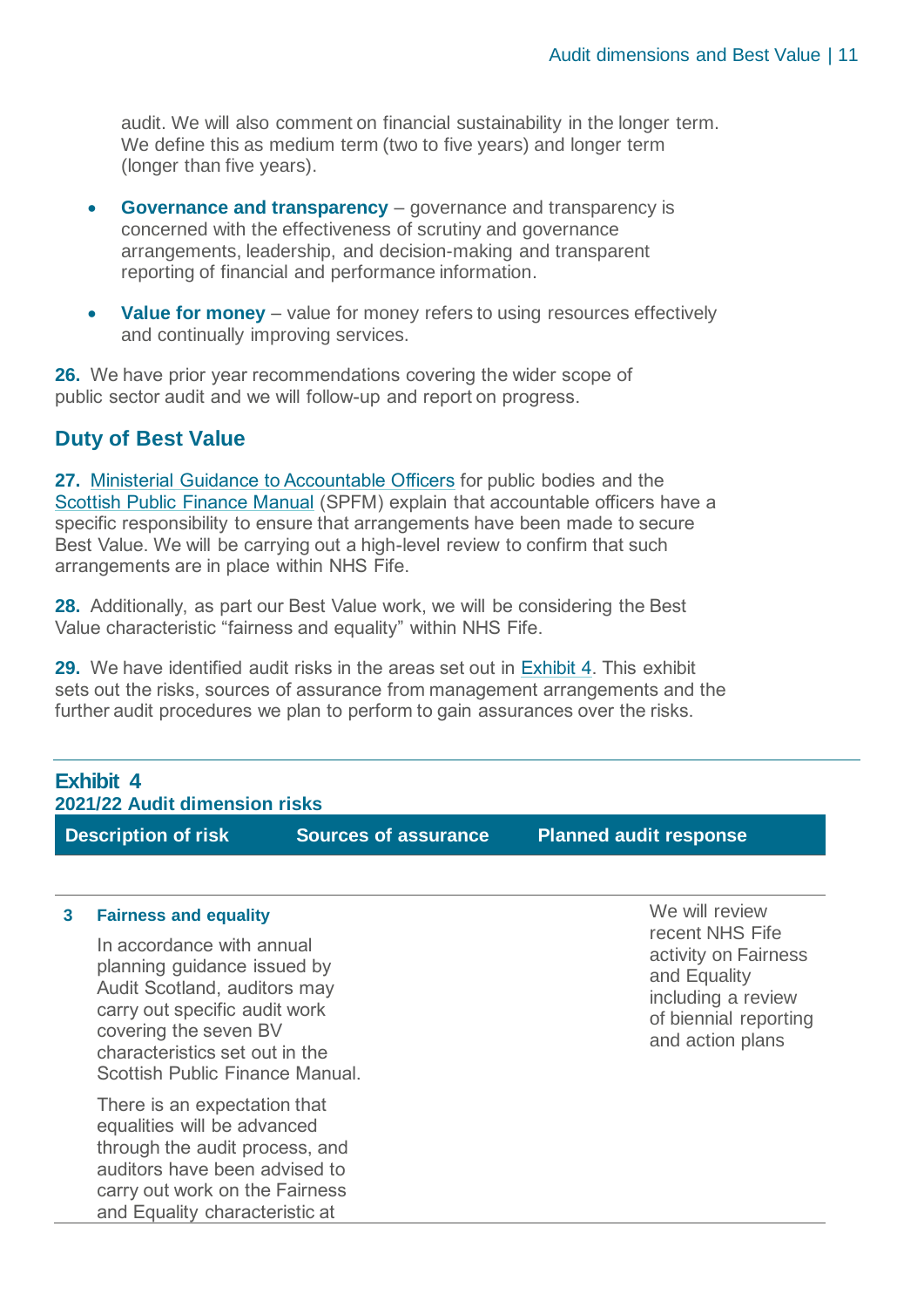audit. We will also comment on financial sustainability in the longer term. We define this as medium term (two to five years) and longer term (longer than five years).

- **Governance and transparency** – governance and transparency is concerned with the effectiveness of scrutiny and governance arrangements, leadership, and decision-making and transparent reporting of financial and performance information.

- **Value for money** – value for money refers to using resources effectively and continually improving services.

**26.** We have prior year recommendations covering the wider scope of public sector audit and we will follow-up and report on progress.

## Duty of Best Value

**27.** Ministerial Guidance to Accountable Officers for public bodies and the Scottish Public Finance Manual (SPFM) explain that accountable officers have a specific responsibility to ensure that arrangements have been made to secure Best Value. We will be carrying out a high-level review to confirm that such arrangements are in place within NHS Fife.

**28.** Additionally, as part our Best Value work, we will be considering the Best Value characteristic "fairness and equality" within NHS Fife.

**29.** We have identified audit risks in the areas set out in Exhibit 4. This exhibit sets out the risks, sources of assurance from management arrangements and the further audit procedures we plan to perform to gain assurances over the risks.

**Exhibit 4**
**2021/22 Audit dimension risks**

| Description of risk | Sources of assurance | Planned audit response |
|---|---|---|
| **3 Fairness and equality**<br><br>In accordance with annual planning guidance issued by Audit Scotland, auditors may carry out specific audit work covering the seven BV characteristics set out in the Scottish Public Finance Manual.<br><br>There is an expectation that equalities will be advanced through the audit process, and auditors have been advised to carry out work on the Fairness and Equality characteristic at | | We will review recent NHS Fife activity on Fairness and Equality including a review of biennial reporting and action plans |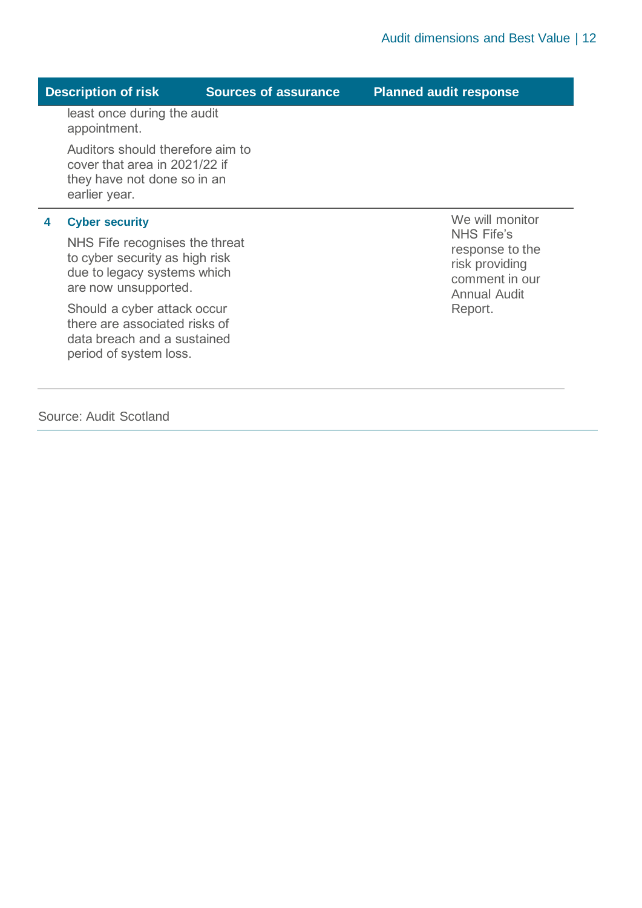| Description of risk | Sources of assurance | Planned audit response |
|---|---|---|
| least once during the audit appointment.<br><br>Auditors should therefore aim to cover that area in 2021/22 if they have not done so in an earlier year. | | |
| **4 Cyber security**<br><br>NHS Fife recognises the threat to cyber security as high risk due to legacy systems which are now unsupported.<br><br>Should a cyber attack occur there are associated risks of data breach and a sustained period of system loss. | | We will monitor NHS Fife's response to the risk providing comment in our Annual Audit Report. |

Source: Audit Scotland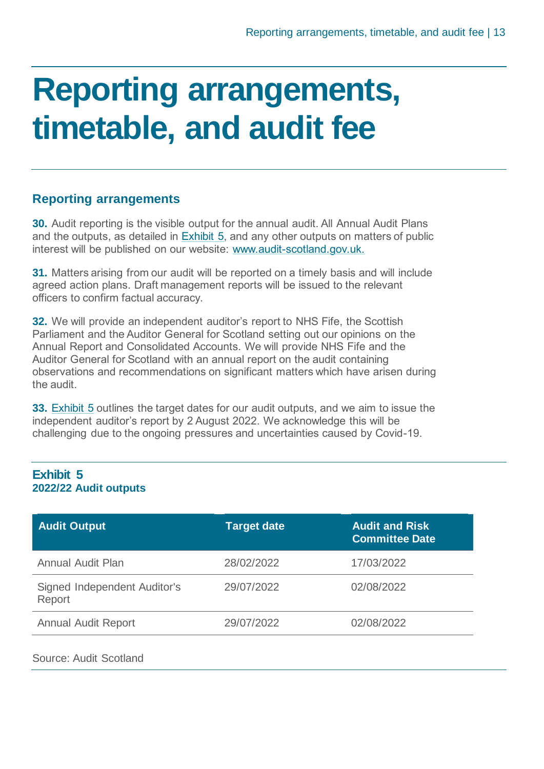# Reporting arrangements, timetable, and audit fee

## Reporting arrangements

**30.** Audit reporting is the visible output for the annual audit. All Annual Audit Plans and the outputs, as detailed in Exhibit 5, and any other outputs on matters of public interest will be published on our website: www.audit-scotland.gov.uk.

**31.** Matters arising from our audit will be reported on a timely basis and will include agreed action plans. Draft management reports will be issued to the relevant officers to confirm factual accuracy.

**32.** We will provide an independent auditor's report to NHS Fife, the Scottish Parliament and the Auditor General for Scotland setting out our opinions on the Annual Report and Consolidated Accounts. We will provide NHS Fife and the Auditor General for Scotland with an annual report on the audit containing observations and recommendations on significant matters which have arisen during the audit.

**33.** Exhibit 5 outlines the target dates for our audit outputs, and we aim to issue the independent auditor's report by 2 August 2022. We acknowledge this will be challenging due to the ongoing pressures and uncertainties caused by Covid-19.

**Exhibit 5**
**2022/22 Audit outputs**

| Audit Output | Target date | Audit and Risk Committee Date |
| --- | --- | --- |
| Annual Audit Plan | 28/02/2022 | 17/03/2022 |
| Signed Independent Auditor's Report | 29/07/2022 | 02/08/2022 |
| Annual Audit Report | 29/07/2022 | 02/08/2022 |

Source: Audit Scotland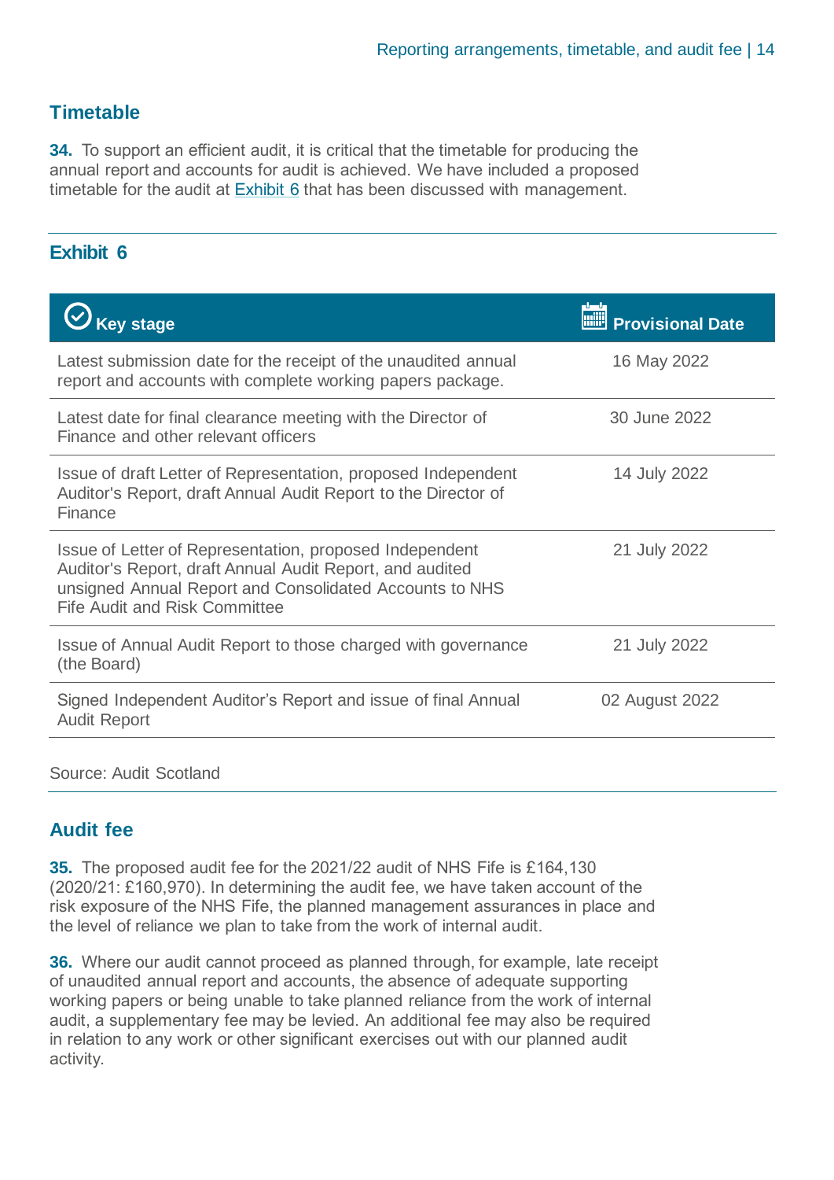## Timetable

**34.** To support an efficient audit, it is critical that the timetable for producing the annual report and accounts for audit is achieved. We have included a proposed timetable for the audit at Exhibit 6 that has been discussed with management.

### Exhibit 6

| Key stage | Provisional Date |
| --- | --- |
| Latest submission date for the receipt of the unaudited annual report and accounts with complete working papers package. | 16 May 2022 |
| Latest date for final clearance meeting with the Director of Finance and other relevant officers | 30 June 2022 |
| Issue of draft Letter of Representation, proposed Independent Auditor's Report, draft Annual Audit Report to the Director of Finance | 14 July 2022 |
| Issue of Letter of Representation, proposed Independent Auditor's Report, draft Annual Audit Report, and audited unsigned Annual Report and Consolidated Accounts to NHS Fife Audit and Risk Committee | 21 July 2022 |
| Issue of Annual Audit Report to those charged with governance (the Board) | 21 July 2022 |
| Signed Independent Auditor's Report and issue of final Annual Audit Report | 02 August 2022 |

Source: Audit Scotland

## Audit fee

**35.** The proposed audit fee for the 2021/22 audit of NHS Fife is £164,130 (2020/21: £160,970). In determining the audit fee, we have taken account of the risk exposure of the NHS Fife, the planned management assurances in place and the level of reliance we plan to take from the work of internal audit.

**36.** Where our audit cannot proceed as planned through, for example, late receipt of unaudited annual report and accounts, the absence of adequate supporting working papers or being unable to take planned reliance from the work of internal audit, a supplementary fee may be levied. An additional fee may also be required in relation to any work or other significant exercises out with our planned audit activity.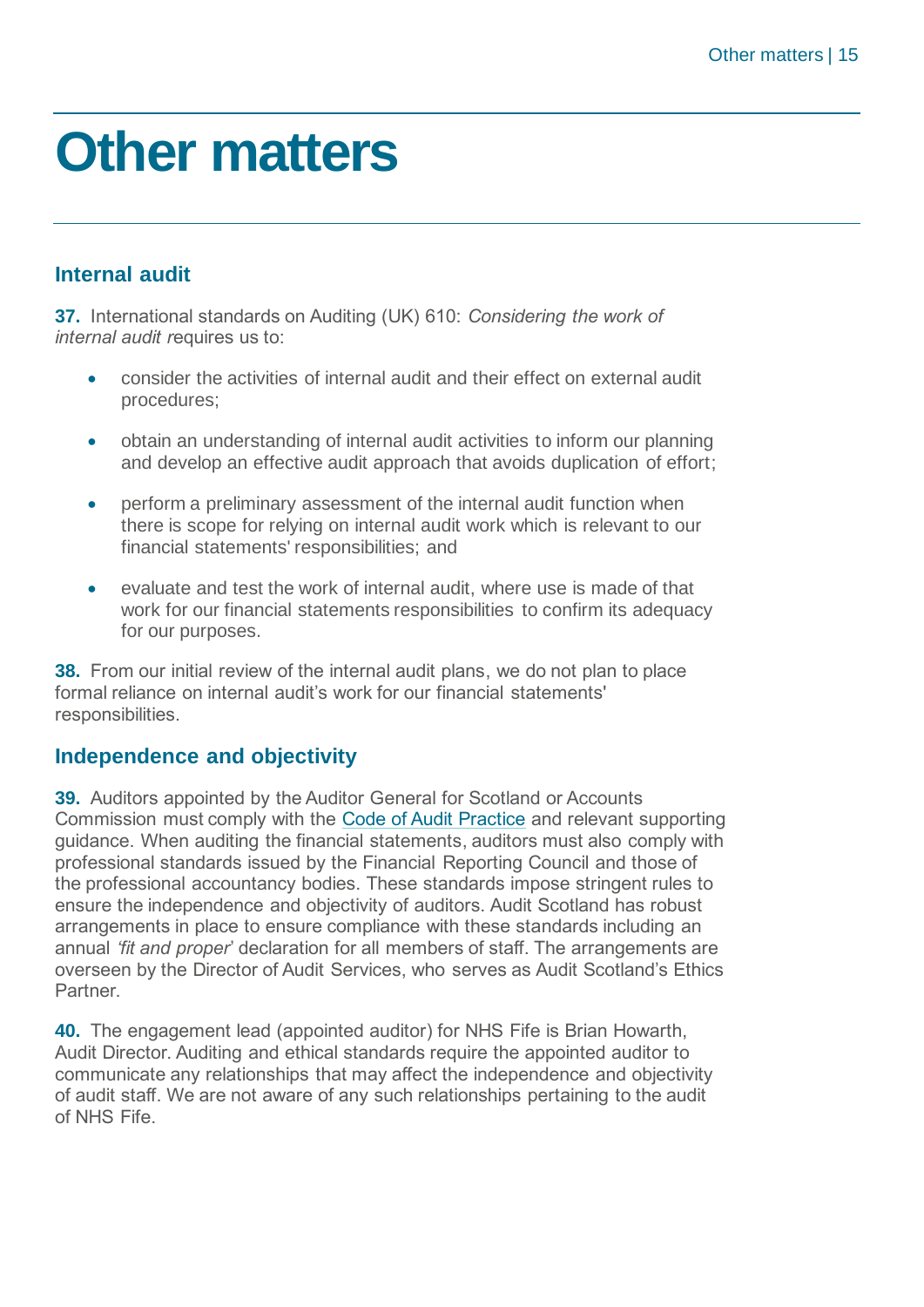# Other matters

## Internal audit

**37.** International standards on Auditing (UK) 610: *Considering the work of internal audit r*equires us to:

- consider the activities of internal audit and their effect on external audit procedures;
- obtain an understanding of internal audit activities to inform our planning and develop an effective audit approach that avoids duplication of effort;
- perform a preliminary assessment of the internal audit function when there is scope for relying on internal audit work which is relevant to our financial statements' responsibilities; and
- evaluate and test the work of internal audit, where use is made of that work for our financial statements responsibilities to confirm its adequacy for our purposes.

**38.** From our initial review of the internal audit plans, we do not plan to place formal reliance on internal audit's work for our financial statements' responsibilities.

## Independence and objectivity

**39.** Auditors appointed by the Auditor General for Scotland or Accounts Commission must comply with the Code of Audit Practice and relevant supporting guidance. When auditing the financial statements, auditors must also comply with professional standards issued by the Financial Reporting Council and those of the professional accountancy bodies. These standards impose stringent rules to ensure the independence and objectivity of auditors. Audit Scotland has robust arrangements in place to ensure compliance with these standards including an annual *'fit and proper'* declaration for all members of staff. The arrangements are overseen by the Director of Audit Services, who serves as Audit Scotland's Ethics Partner.

**40.** The engagement lead (appointed auditor) for NHS Fife is Brian Howarth, Audit Director. Auditing and ethical standards require the appointed auditor to communicate any relationships that may affect the independence and objectivity of audit staff. We are not aware of any such relationships pertaining to the audit of NHS Fife.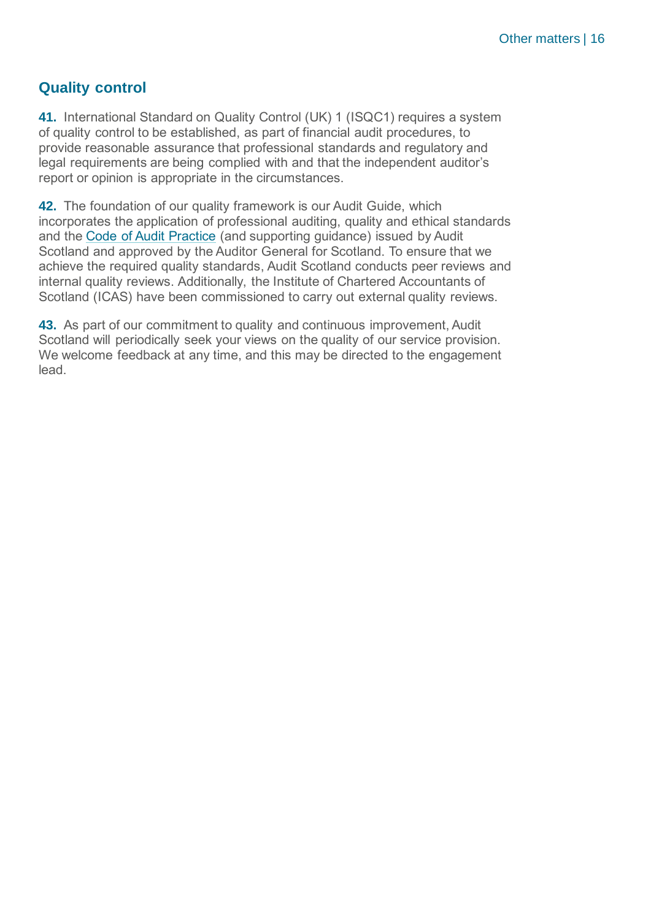## Quality control

**41.** International Standard on Quality Control (UK) 1 (ISQC1) requires a system of quality control to be established, as part of financial audit procedures, to provide reasonable assurance that professional standards and regulatory and legal requirements are being complied with and that the independent auditor's report or opinion is appropriate in the circumstances.

**42.** The foundation of our quality framework is our Audit Guide, which incorporates the application of professional auditing, quality and ethical standards and the Code of Audit Practice (and supporting guidance) issued by Audit Scotland and approved by the Auditor General for Scotland. To ensure that we achieve the required quality standards, Audit Scotland conducts peer reviews and internal quality reviews. Additionally, the Institute of Chartered Accountants of Scotland (ICAS) have been commissioned to carry out external quality reviews.

**43.** As part of our commitment to quality and continuous improvement, Audit Scotland will periodically seek your views on the quality of our service provision. We welcome feedback at any time, and this may be directed to the engagement lead.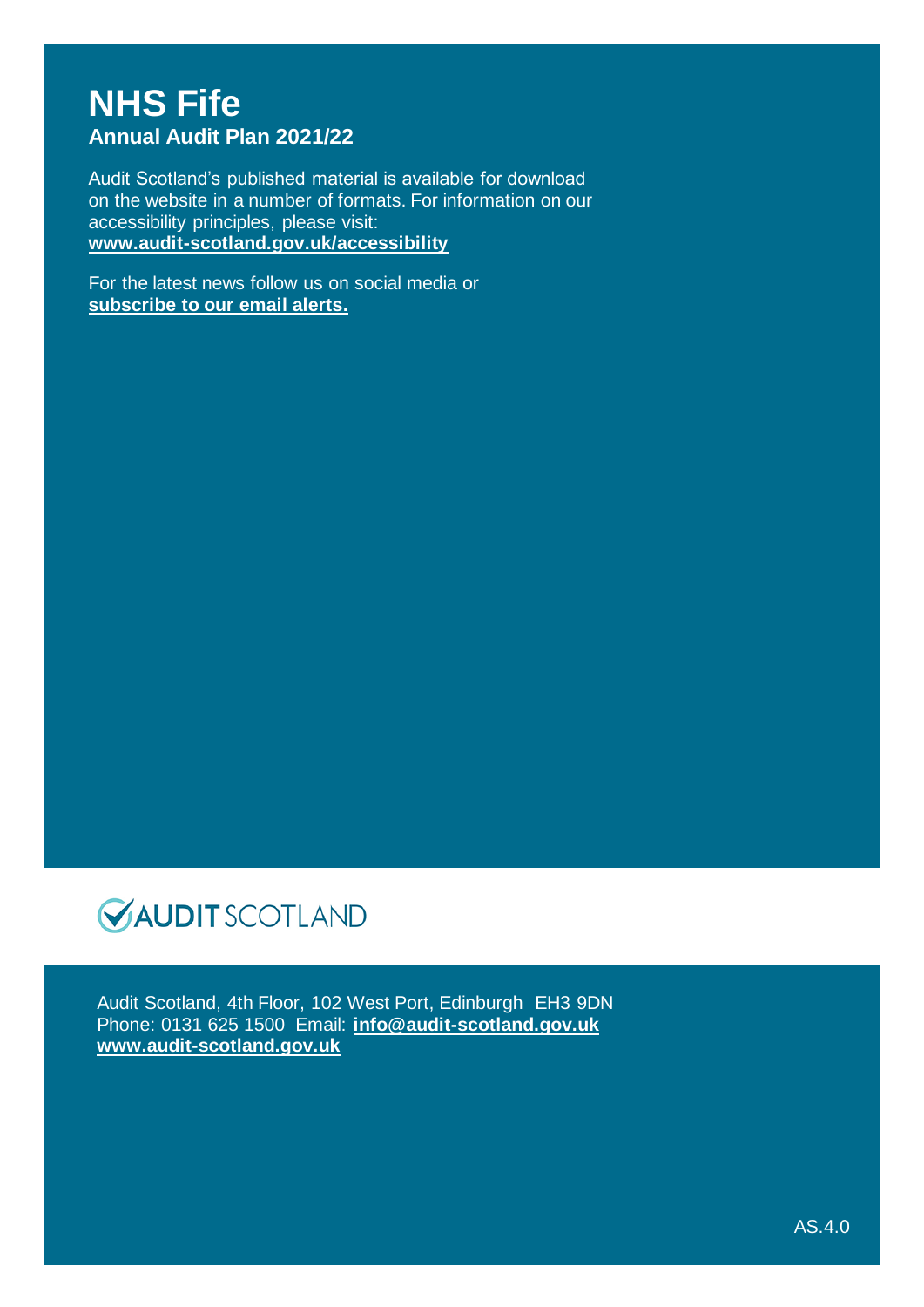# NHS Fife

**Annual Audit Plan 2021/22**

Audit Scotland's published material is available for download on the website in a number of formats. For information on our accessibility principles, please visit: **www.audit-scotland.gov.uk/accessibility**

For the latest news follow us on social media or **subscribe to our email alerts.**

AUDIT SCOTLAND

Audit Scotland, 4th Floor, 102 West Port, Edinburgh EH3 9DN
Phone: 0131 625 1500 Email: **info@audit-scotland.gov.uk**
**www.audit-scotland.gov.uk**

AS.4.0